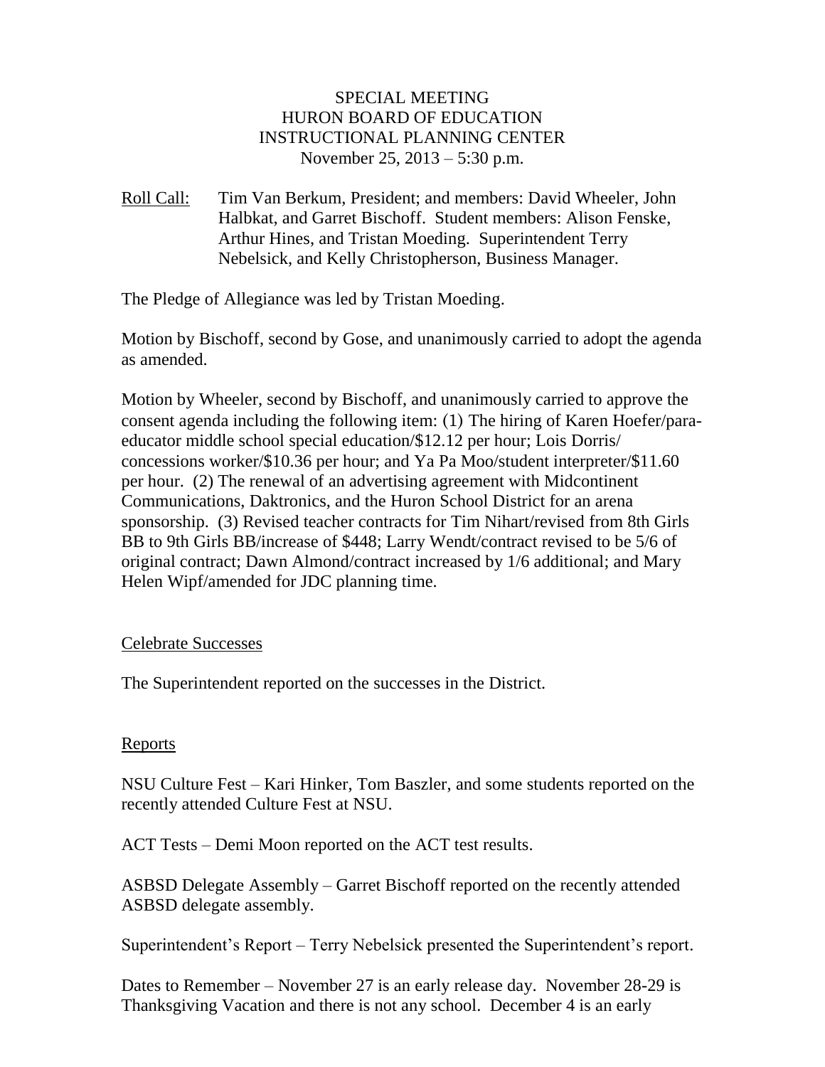SPECIAL MEETING
HURON BOARD OF EDUCATION
INSTRUCTIONAL PLANNING CENTER
November 25, 2013 – 5:30 p.m.

Roll Call: Tim Van Berkum, President; and members: David Wheeler, John Halbkat, and Garret Bischoff. Student members: Alison Fenske, Arthur Hines, and Tristan Moeding. Superintendent Terry Nebelsick, and Kelly Christopherson, Business Manager.

The Pledge of Allegiance was led by Tristan Moeding.

Motion by Bischoff, second by Gose, and unanimously carried to adopt the agenda as amended.

Motion by Wheeler, second by Bischoff, and unanimously carried to approve the consent agenda including the following item: (1) The hiring of Karen Hoefer/para-educator middle school special education/$12.12 per hour; Lois Dorris/ concessions worker/$10.36 per hour; and Ya Pa Moo/student interpreter/$11.60 per hour. (2) The renewal of an advertising agreement with Midcontinent Communications, Daktronics, and the Huron School District for an arena sponsorship. (3) Revised teacher contracts for Tim Nihart/revised from 8th Girls BB to 9th Girls BB/increase of $448; Larry Wendt/contract revised to be 5/6 of original contract; Dawn Almond/contract increased by 1/6 additional; and Mary Helen Wipf/amended for JDC planning time.

Celebrate Successes

The Superintendent reported on the successes in the District.

Reports

NSU Culture Fest – Kari Hinker, Tom Baszler, and some students reported on the recently attended Culture Fest at NSU.

ACT Tests – Demi Moon reported on the ACT test results.

ASBSD Delegate Assembly – Garret Bischoff reported on the recently attended ASBSD delegate assembly.

Superintendent's Report – Terry Nebelsick presented the Superintendent's report.

Dates to Remember – November 27 is an early release day. November 28-29 is Thanksgiving Vacation and there is not any school. December 4 is an early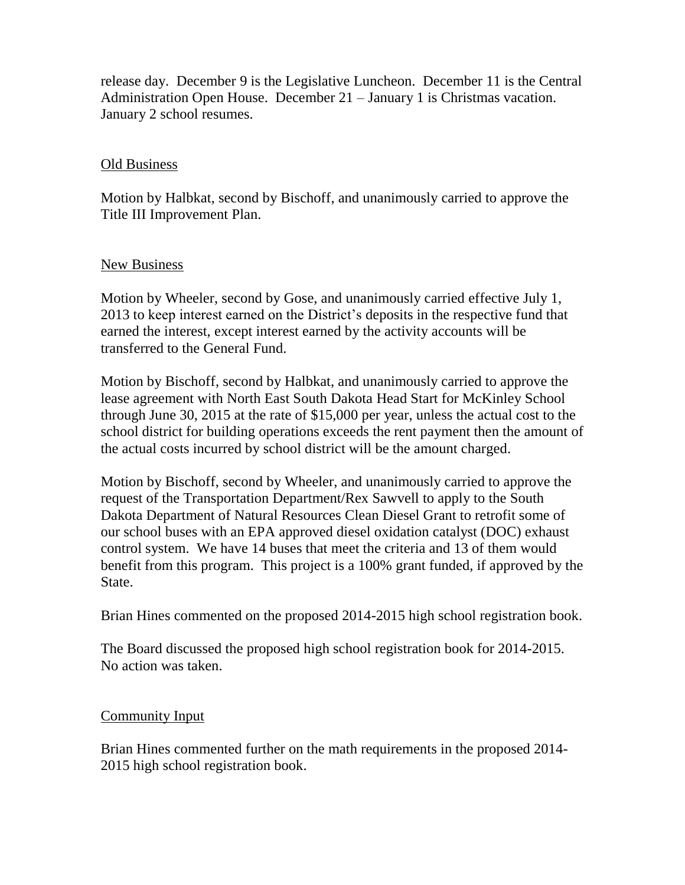release day. December 9 is the Legislative Luncheon. December 11 is the Central Administration Open House. December 21 – January 1 is Christmas vacation. January 2 school resumes.

## Old Business

Motion by Halbkat, second by Bischoff, and unanimously carried to approve the Title III Improvement Plan.

## New Business

Motion by Wheeler, second by Gose, and unanimously carried effective July 1, 2013 to keep interest earned on the District's deposits in the respective fund that earned the interest, except interest earned by the activity accounts will be transferred to the General Fund.

Motion by Bischoff, second by Halbkat, and unanimously carried to approve the lease agreement with North East South Dakota Head Start for McKinley School through June 30, 2015 at the rate of $15,000 per year, unless the actual cost to the school district for building operations exceeds the rent payment then the amount of the actual costs incurred by school district will be the amount charged.

Motion by Bischoff, second by Wheeler, and unanimously carried to approve the request of the Transportation Department/Rex Sawvell to apply to the South Dakota Department of Natural Resources Clean Diesel Grant to retrofit some of our school buses with an EPA approved diesel oxidation catalyst (DOC) exhaust control system. We have 14 buses that meet the criteria and 13 of them would benefit from this program. This project is a 100% grant funded, if approved by the State.

Brian Hines commented on the proposed 2014-2015 high school registration book.

The Board discussed the proposed high school registration book for 2014-2015. No action was taken.

## Community Input

Brian Hines commented further on the math requirements in the proposed 2014-2015 high school registration book.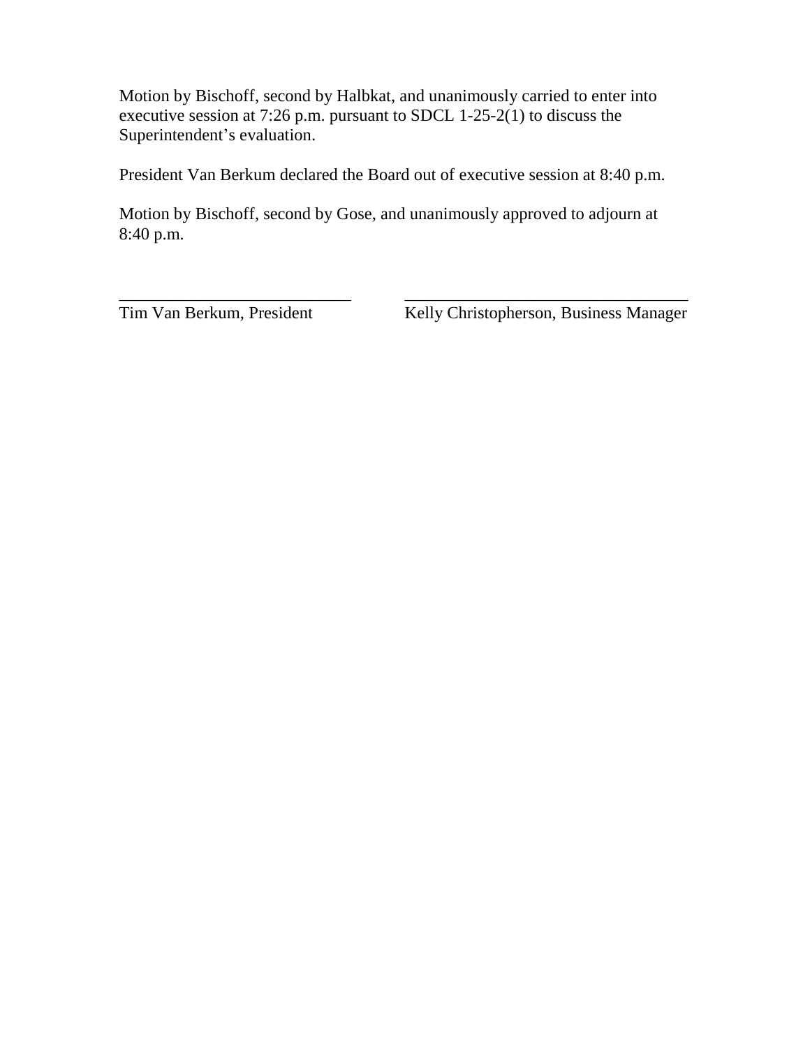Motion by Bischoff, second by Halbkat, and unanimously carried to enter into executive session at 7:26 p.m. pursuant to SDCL 1-25-2(1) to discuss the Superintendent's evaluation.

President Van Berkum declared the Board out of executive session at 8:40 p.m.

Motion by Bischoff, second by Gose, and unanimously approved to adjourn at 8:40 p.m.

| | |
|---|---|
| ____________________________ | ___________________________________ |
| Tim Van Berkum, President | Kelly Christopherson, Business Manager |